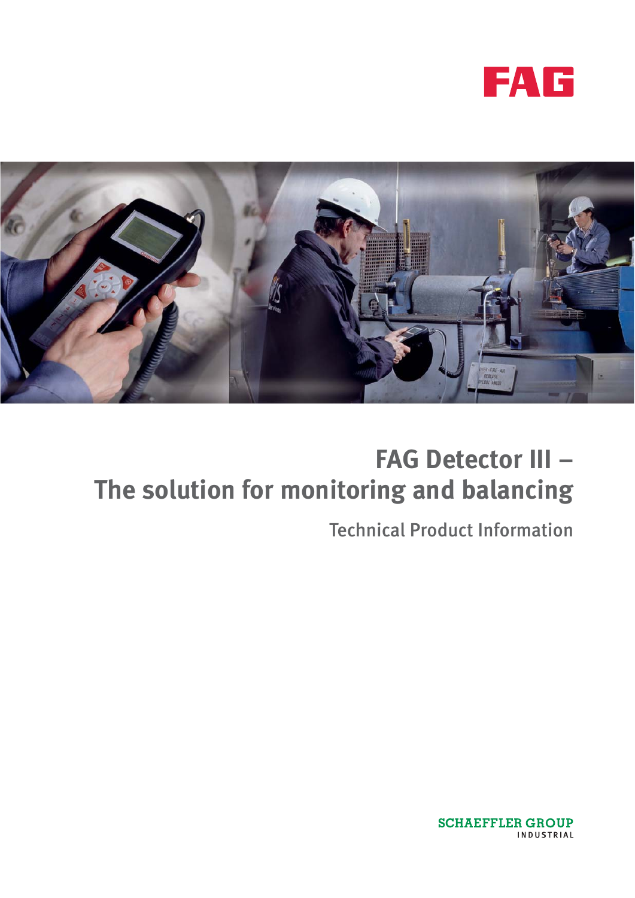FAG

# FAG Detector III – The solution for monitoring and balancing

Technical Product Information

SCHAEFFLER GROUP
INDUSTRIAL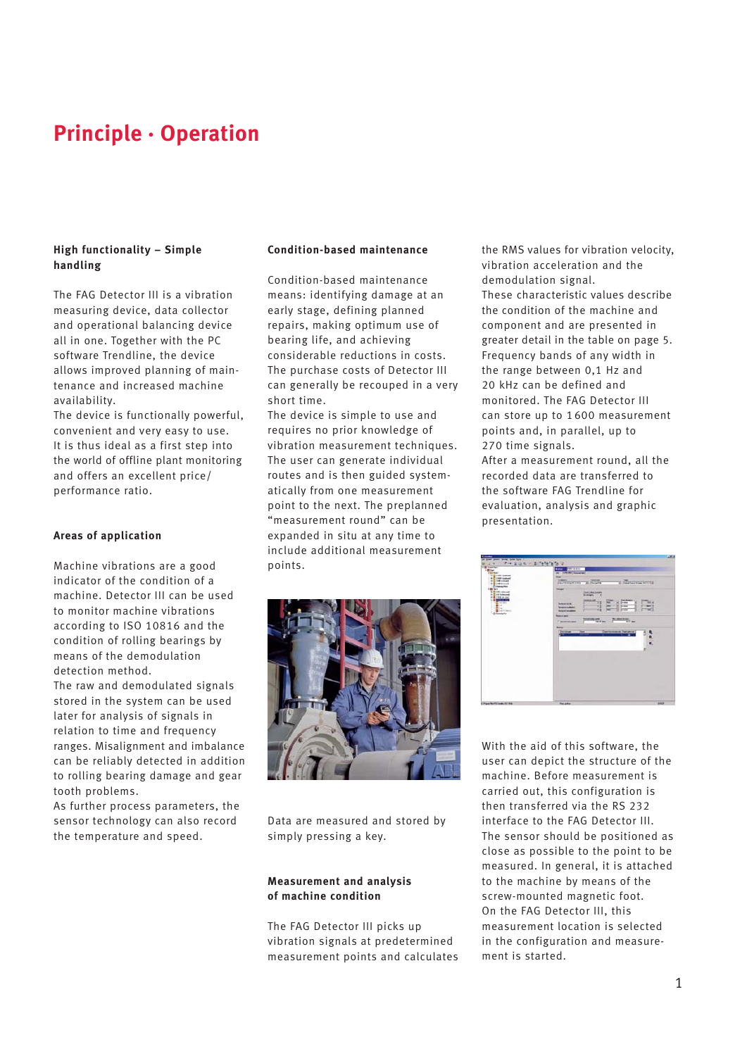# Principle · Operation

### High functionality – Simple handling

The FAG Detector III is a vibration measuring device, data collector and operational balancing device all in one. Together with the PC software Trendline, the device allows improved planning of maintenance and increased machine availability.
The device is functionally powerful, convenient and very easy to use. It is thus ideal as a first step into the world of offline plant monitoring and offers an excellent price/performance ratio.

### Areas of application

Machine vibrations are a good indicator of the condition of a machine. Detector III can be used to monitor machine vibrations according to ISO 10816 and the condition of rolling bearings by means of the demodulation detection method.
The raw and demodulated signals stored in the system can be used later for analysis of signals in relation to time and frequency ranges. Misalignment and imbalance can be reliably detected in addition to rolling bearing damage and gear tooth problems.
As further process parameters, the sensor technology can also record the temperature and speed.

### Condition-based maintenance

Condition-based maintenance means: identifying damage at an early stage, defining planned repairs, making optimum use of bearing life, and achieving considerable reductions in costs. The purchase costs of Detector III can generally be recouped in a very short time.
The device is simple to use and requires no prior knowledge of vibration measurement techniques. The user can generate individual routes and is then guided systematically from one measurement point to the next. The preplanned "measurement round" can be expanded in situ at any time to include additional measurement points.

Data are measured and stored by simply pressing a key.

### Measurement and analysis of machine condition

The FAG Detector III picks up vibration signals at predetermined measurement points and calculates the RMS values for vibration velocity, vibration acceleration and the demodulation signal.
These characteristic values describe the condition of the machine and component and are presented in greater detail in the table on page 5.
Frequency bands of any width in the range between 0,1 Hz and 20 kHz can be defined and monitored. The FAG Detector III can store up to 1 600 measurement points and, in parallel, up to 270 time signals.
After a measurement round, all the recorded data are transferred to the software FAG Trendline for evaluation, analysis and graphic presentation.

With the aid of this software, the user can depict the structure of the machine. Before measurement is carried out, this configuration is then transferred via the RS 232 interface to the FAG Detector III.
The sensor should be positioned as close as possible to the point to be measured. In general, it is attached to the machine by means of the screw-mounted magnetic foot.
On the FAG Detector III, this measurement location is selected in the configuration and measurement is started.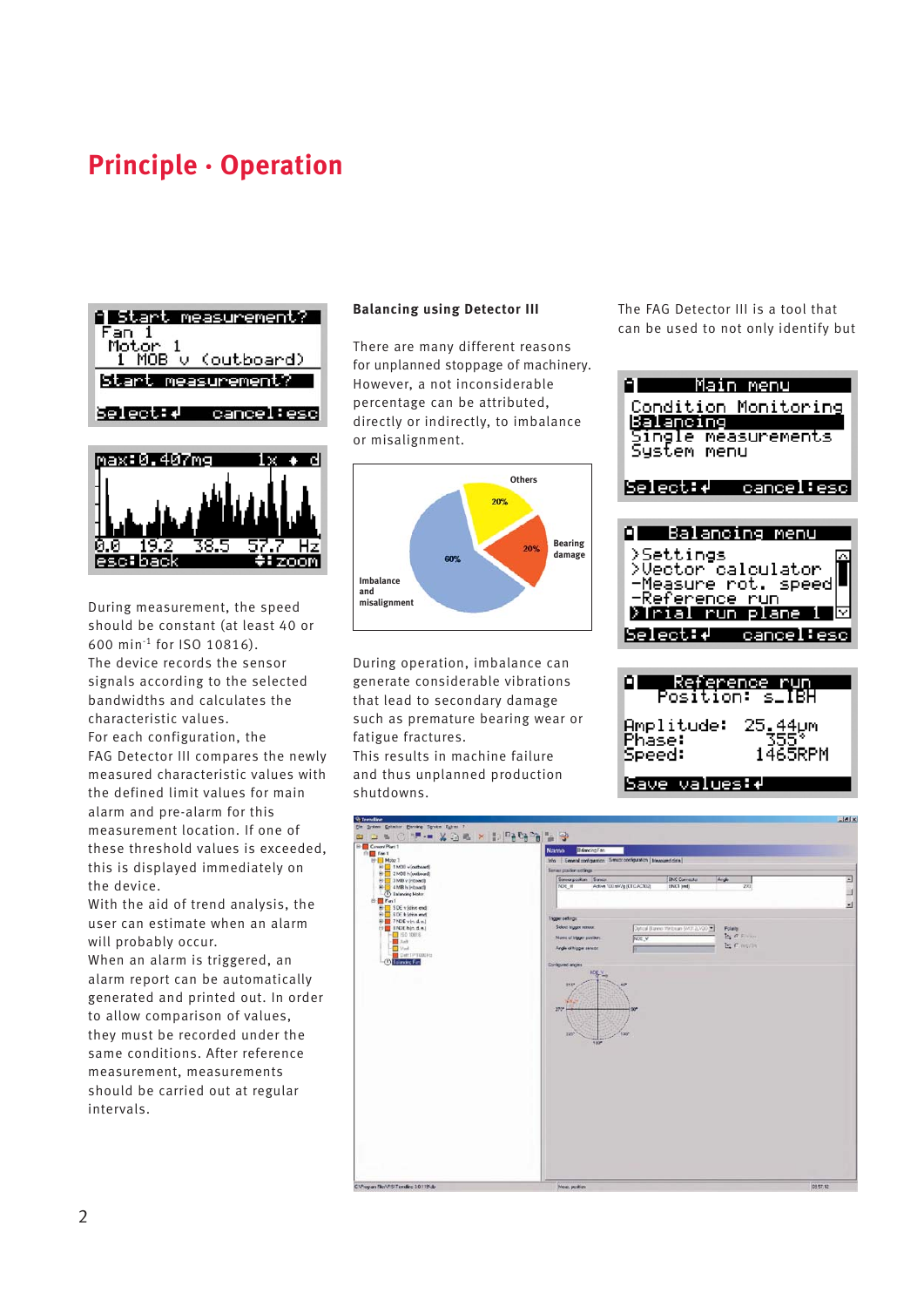# Principle · Operation

During measurement, the speed should be constant (at least 40 or 600 min$^{-1}$ for ISO 10816).
The device records the sensor signals according to the selected bandwidths and calculates the characteristic values.
For each configuration, the FAG Detector III compares the newly measured characteristic values with the defined limit values for main alarm and pre-alarm for this measurement location. If one of these threshold values is exceeded, this is displayed immediately on the device.
With the aid of trend analysis, the user can estimate when an alarm will probably occur.
When an alarm is triggered, an alarm report can be automatically generated and printed out. In order to allow comparison of values, they must be recorded under the same conditions. After reference measurement, measurements should be carried out at regular intervals.

**Balancing using Detector III**

There are many different reasons for unplanned stoppage of machinery. However, a not inconsiderable percentage can be attributed, directly or indirectly, to imbalance or misalignment.

During operation, imbalance can generate considerable vibrations that lead to secondary damage such as premature bearing wear or fatigue fractures.
This results in machine failure and thus unplanned production shutdowns.

The FAG Detector III is a tool that can be used to not only identify but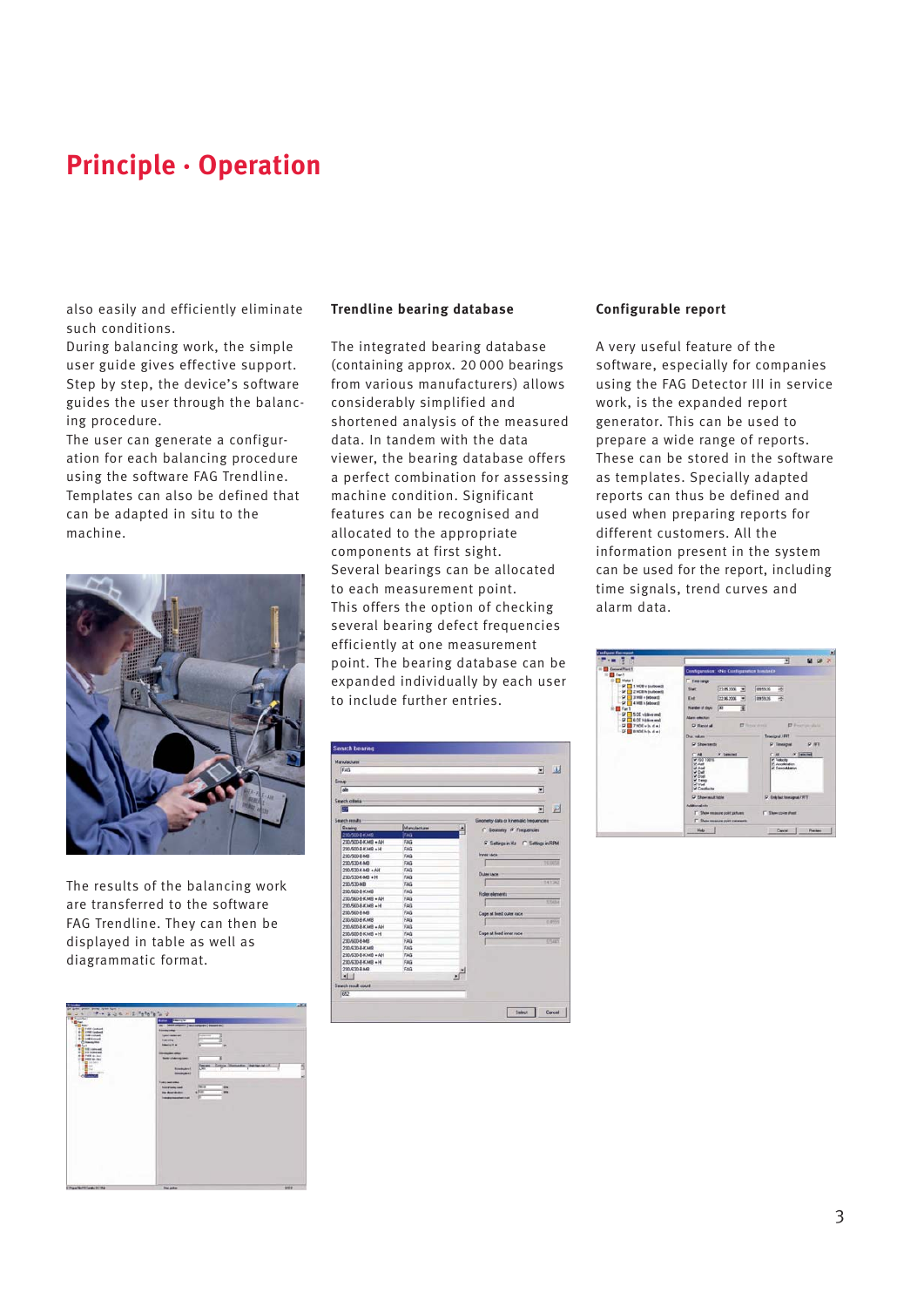# Principle · Operation

also easily and efficiently eliminate such conditions.
During balancing work, the simple user guide gives effective support. Step by step, the device's software guides the user through the balancing procedure.
The user can generate a configuration for each balancing procedure using the software FAG Trendline. Templates can also be defined that can be adapted in situ to the machine.

The results of the balancing work are transferred to the software FAG Trendline. They can then be displayed in table as well as diagrammatic format.

### Trendline bearing database

The integrated bearing database (containing approx. 20 000 bearings from various manufacturers) allows considerably simplified and shortened analysis of the measured data. In tandem with the data viewer, the bearing database offers a perfect combination for assessing machine condition. Significant features can be recognised and allocated to the appropriate components at first sight.
Several bearings can be allocated to each measurement point.
This offers the option of checking several bearing defect frequencies efficiently at one measurement point. The bearing database can be expanded individually by each user to include further entries.

### Configurable report

A very useful feature of the software, especially for companies using the FAG Detector III in service work, is the expanded report generator. This can be used to prepare a wide range of reports. These can be stored in the software as templates. Specially adapted reports can thus be defined and used when preparing reports for different customers. All the information present in the system can be used for the report, including time signals, trend curves and alarm data.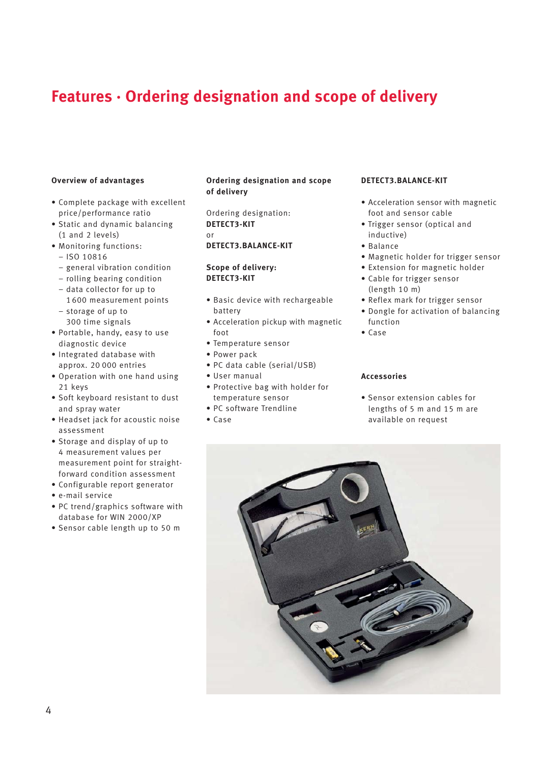# Features · Ordering designation and scope of delivery

**Overview of advantages**

- Complete package with excellent price/performance ratio
- Static and dynamic balancing (1 and 2 levels)
- Monitoring functions:
  - ISO 10816
  - general vibration condition
  - rolling bearing condition
  - data collector for up to 1 600 measurement points
  - storage of up to 300 time signals
- Portable, handy, easy to use diagnostic device
- Integrated database with approx. 20 000 entries
- Operation with one hand using 21 keys
- Soft keyboard resistant to dust and spray water
- Headset jack for acoustic noise assessment
- Storage and display of up to 4 measurement values per measurement point for straight-forward condition assessment
- Configurable report generator
- e-mail service
- PC trend/graphics software with database for WIN 2000/XP
- Sensor cable length up to 50 m

**Ordering designation and scope of delivery**

Ordering designation:
**DETECT3-KIT**
or
**DETECT3.BALANCE-KIT**

**Scope of delivery:**
**DETECT3-KIT**

- Basic device with rechargeable battery
- Acceleration pickup with magnetic foot
- Temperature sensor
- Power pack
- PC data cable (serial/USB)
- User manual
- Protective bag with holder for temperature sensor
- PC software Trendline
- Case

**DETECT3.BALANCE-KIT**

- Acceleration sensor with magnetic foot and sensor cable
- Trigger sensor (optical and inductive)
- Balance
- Magnetic holder for trigger sensor
- Extension for magnetic holder
- Cable for trigger sensor (length 10 m)
- Reflex mark for trigger sensor
- Dongle for activation of balancing function
- Case

**Accessories**

- Sensor extension cables for lengths of 5 m and 15 m are available on request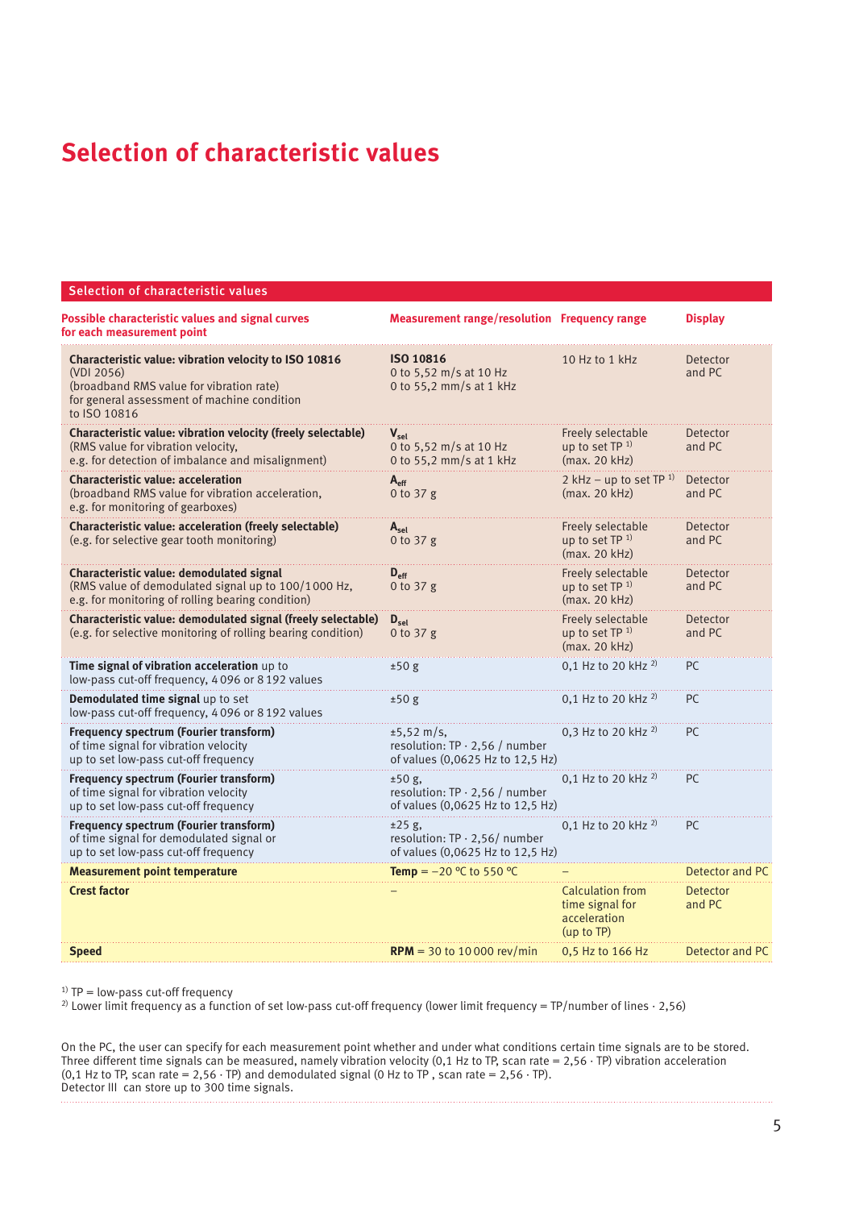# Selection of characteristic values

| Selection of characteristic values | | | |
|---|---|---|---|
| **Possible characteristic values and signal curves for each measurement point** | **Measurement range/resolution** | **Frequency range** | **Display** |
| **Characteristic value: vibration velocity to ISO 10816** (VDI 2056) (broadband RMS value for vibration rate) for general assessment of machine condition to ISO 10816 | **ISO 10816** 0 to 5,52 m/s at 10 Hz 0 to 55,2 mm/s at 1 kHz | 10 Hz to 1 kHz | Detector and PC |
| **Characteristic value: vibration velocity (freely selectable)** (RMS value for vibration velocity, e.g. for detection of imbalance and misalignment) | $\mathbf{V_{sel}}$ 0 to 5,52 m/s at 10 Hz 0 to 55,2 mm/s at 1 kHz | Freely selectable up to set TP [1] (max. 20 kHz) | Detector and PC |
| **Characteristic value: acceleration** (broadband RMS value for vibration acceleration, e.g. for monitoring of gearboxes) | $\mathbf{A_{eff}}$ 0 to 37 g | 2 kHz – up to set TP [1] (max. 20 kHz) | Detector and PC |
| **Characteristic value: acceleration (freely selectable)** (e.g. for selective gear tooth monitoring) | $\mathbf{A_{sel}}$ 0 to 37 g | Freely selectable up to set TP [1] (max. 20 kHz) | Detector and PC |
| **Characteristic value: demodulated signal** (RMS value of demodulated signal up to 100/1 000 Hz, e.g. for monitoring of rolling bearing condition) | $\mathbf{D_{eff}}$ 0 to 37 g | Freely selectable up to set TP [1] (max. 20 kHz) | Detector and PC |
| **Characteristic value: demodulated signal (freely selectable)** (e.g. for selective monitoring of rolling bearing condition) | $\mathbf{D_{sel}}$ 0 to 37 g | Freely selectable up to set TP [1] (max. 20 kHz) | Detector and PC |
| **Time signal of vibration acceleration** up to low-pass cut-off frequency, 4 096 or 8 192 values | ±50 g | 0,1 Hz to 20 kHz [2] | PC |
| **Demodulated time signal** up to set low-pass cut-off frequency, 4 096 or 8 192 values | ±50 g | 0,1 Hz to 20 kHz [2] | PC |
| **Frequency spectrum (Fourier transform)** of time signal for vibration velocity up to set low-pass cut-off frequency | ±5,52 m/s, resolution: TP · 2,56 / number of values (0,0625 Hz to 12,5 Hz) | 0,3 Hz to 20 kHz [2] | PC |
| **Frequency spectrum (Fourier transform)** of time signal for vibration velocity up to set low-pass cut-off frequency | ±50 g, resolution: TP · 2,56 / number of values (0,0625 Hz to 12,5 Hz) | 0,1 Hz to 20 kHz [2] | PC |
| **Frequency spectrum (Fourier transform)** of time signal for demodulated signal or up to set low-pass cut-off frequency | ±25 g, resolution: TP · 2,56/ number of values (0,0625 Hz to 12,5 Hz) | 0,1 Hz to 20 kHz [2] | PC |
| **Measurement point temperature** | **Temp** = –20 °C to 550 °C | – | Detector and PC |
| **Crest factor** | – | Calculation from time signal for acceleration (up to TP) | Detector and PC |
| **Speed** | **RPM** = 30 to 10 000 rev/min | 0,5 Hz to 166 Hz | Detector and PC |

[1] TP = low-pass cut-off frequency
[2] Lower limit frequency as a function of set low-pass cut-off frequency (lower limit frequency = TP/number of lines · 2,56)

On the PC, the user can specify for each measurement point whether and under what conditions certain time signals are to be stored. Three different time signals can be measured, namely vibration velocity (0,1 Hz to TP, scan rate = 2,56 · TP) vibration acceleration (0,1 Hz to TP, scan rate = 2,56 · TP) and demodulated signal (0 Hz to TP , scan rate = 2,56 · TP).
Detector III can store up to 300 time signals.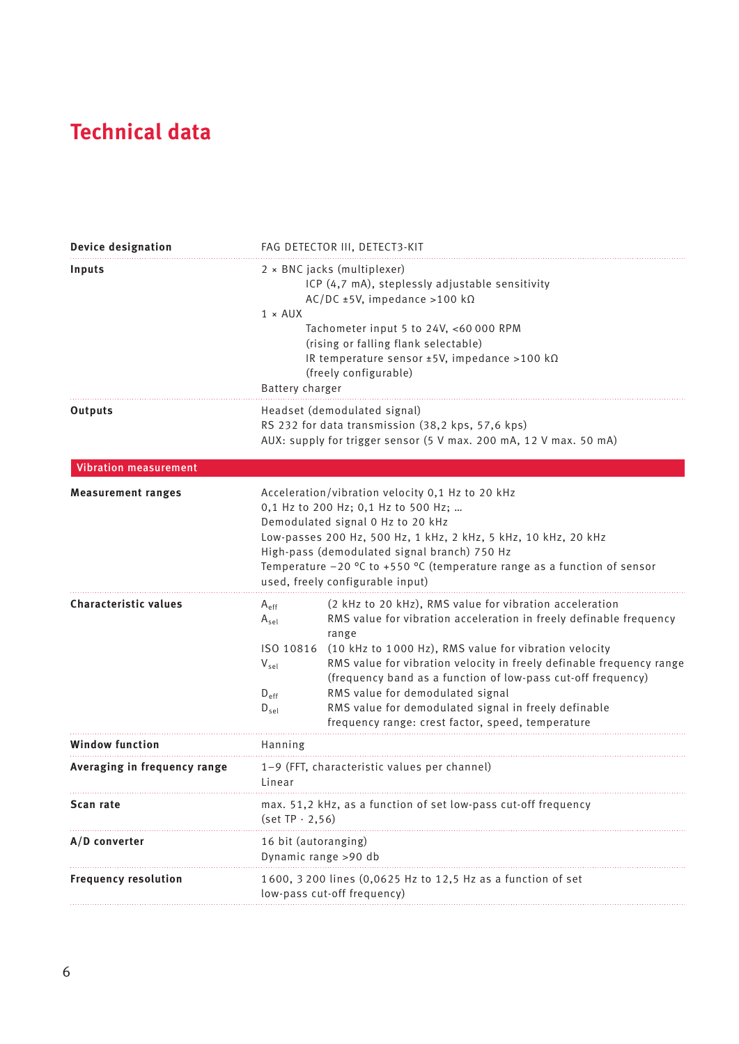# Technical data

| | |
|---|---|
| **Device designation** | FAG DETECTOR III, DETECT3-KIT |
| **Inputs** | 2 × BNC jacks (multiplexer)<br>ICP (4,7 mA), steplessly adjustable sensitivity<br>AC/DC ±5V, impedance >100 kΩ<br>1 × AUX<br>Tachometer input 5 to 24V, <60 000 RPM<br>(rising or falling flank selectable)<br>IR temperature sensor ±5V, impedance >100 kΩ<br>(freely configurable)<br>Battery charger |
| **Outputs** | Headset (demodulated signal)<br>RS 232 for data transmission (38,2 kps, 57,6 kps)<br>AUX: supply for trigger sensor (5 V max. 200 mA, 12 V max. 50 mA) |
| **Vibration measurement** | |
| **Measurement ranges** | Acceleration/vibration velocity 0,1 Hz to 20 kHz<br>0,1 Hz to 200 Hz; 0,1 Hz to 500 Hz; …<br>Demodulated signal 0 Hz to 20 kHz<br>Low-passes 200 Hz, 500 Hz, 1 kHz, 2 kHz, 5 kHz, 10 kHz, 20 kHz<br>High-pass (demodulated signal branch) 750 Hz<br>Temperature −20 °C to +550 °C (temperature range as a function of sensor used, freely configurable input) |
| **Characteristic values** | $A_{eff}$ (2 kHz to 20 kHz), RMS value for vibration acceleration<br>$A_{sel}$ RMS value for vibration acceleration in freely definable frequency range<br>ISO 10816 (10 kHz to 1 000 Hz), RMS value for vibration velocity<br>$V_{sel}$ RMS value for vibration velocity in freely definable frequency range (frequency band as a function of low-pass cut-off frequency)<br>$D_{eff}$ RMS value for demodulated signal<br>$D_{sel}$ RMS value for demodulated signal in freely definable frequency range: crest factor, speed, temperature |
| **Window function** | Hanning |
| **Averaging in frequency range** | 1–9 (FFT, characteristic values per channel)<br>Linear |
| **Scan rate** | max. 51,2 kHz, as a function of set low-pass cut-off frequency<br>(set TP · 2,56) |
| **A/D converter** | 16 bit (autoranging)<br>Dynamic range >90 db |
| **Frequency resolution** | 1 600, 3 200 lines (0,0625 Hz to 12,5 Hz as a function of set low-pass cut-off frequency) |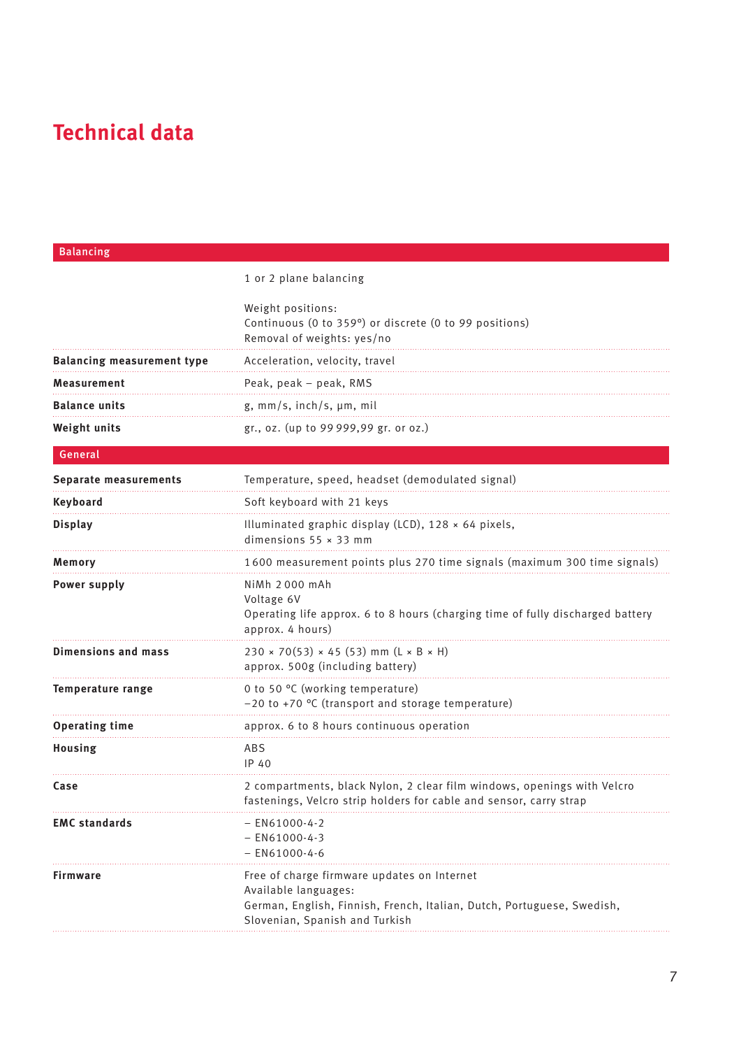# Technical data

| Balancing | |
|---|---|
| | 1 or 2 plane balancing<br><br>Weight positions:<br>Continuous (0 to 359°) or discrete (0 to 99 positions)<br>Removal of weights: yes/no |
| **Balancing measurement type** | Acceleration, velocity, travel |
| **Measurement** | Peak, peak – peak, RMS |
| **Balance units** | g, mm/s, inch/s, µm, mil |
| **Weight units** | gr., oz. (up to 99 999,99 gr. or oz.) |

| General | |
|---|---|
| **Separate measurements** | Temperature, speed, headset (demodulated signal) |
| **Keyboard** | Soft keyboard with 21 keys |
| **Display** | Illuminated graphic display (LCD), 128 × 64 pixels,<br>dimensions 55 × 33 mm |
| **Memory** | 1 600 measurement points plus 270 time signals (maximum 300 time signals) |
| **Power supply** | NiMh 2 000 mAh<br>Voltage 6V<br>Operating life approx. 6 to 8 hours (charging time of fully discharged battery approx. 4 hours) |
| **Dimensions and mass** | 230 × 70(53) × 45 (53) mm (L × B × H)<br>approx. 500g (including battery) |
| **Temperature range** | 0 to 50 °C (working temperature)<br>−20 to +70 °C (transport and storage temperature) |
| **Operating time** | approx. 6 to 8 hours continuous operation |
| **Housing** | ABS<br>IP 40 |
| **Case** | 2 compartments, black Nylon, 2 clear film windows, openings with Velcro fastenings, Velcro strip holders for cable and sensor, carry strap |
| **EMC standards** | – EN61000-4-2<br>– EN61000-4-3<br>– EN61000-4-6 |
| **Firmware** | Free of charge firmware updates on Internet<br>Available languages:<br>German, English, Finnish, French, Italian, Dutch, Portuguese, Swedish, Slovenian, Spanish and Turkish |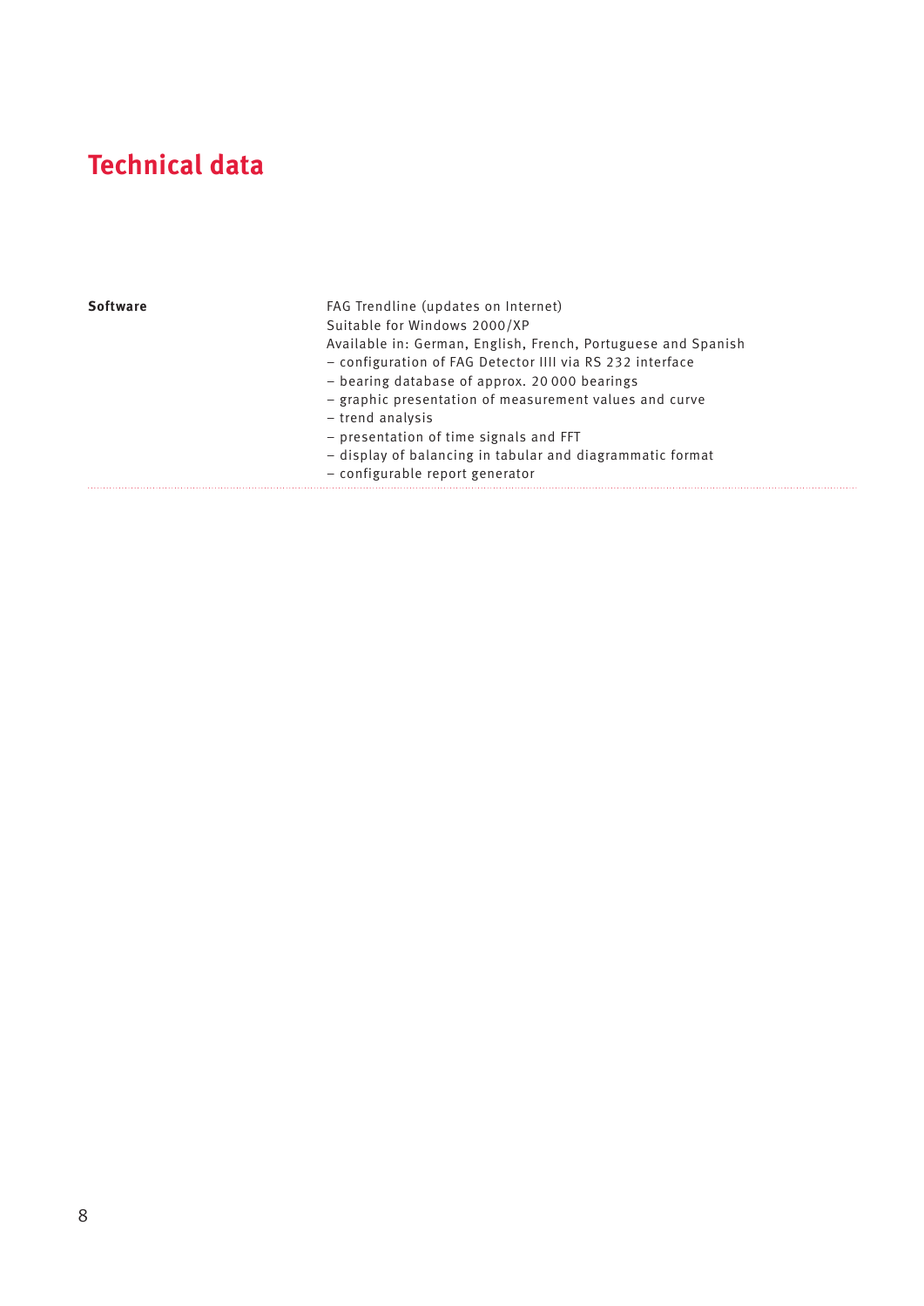# Technical data

| | |
|---|---|
| **Software** | FAG Trendline (updates on Internet)<br>Suitable for Windows 2000/XP<br>Available in: German, English, French, Portuguese and Spanish<br>– configuration of FAG Detector IIII via RS 232 interface<br>– bearing database of approx. 20 000 bearings<br>– graphic presentation of measurement values and curve<br>– trend analysis<br>– presentation of time signals and FFT<br>– display of balancing in tabular and diagrammatic format<br>– configurable report generator |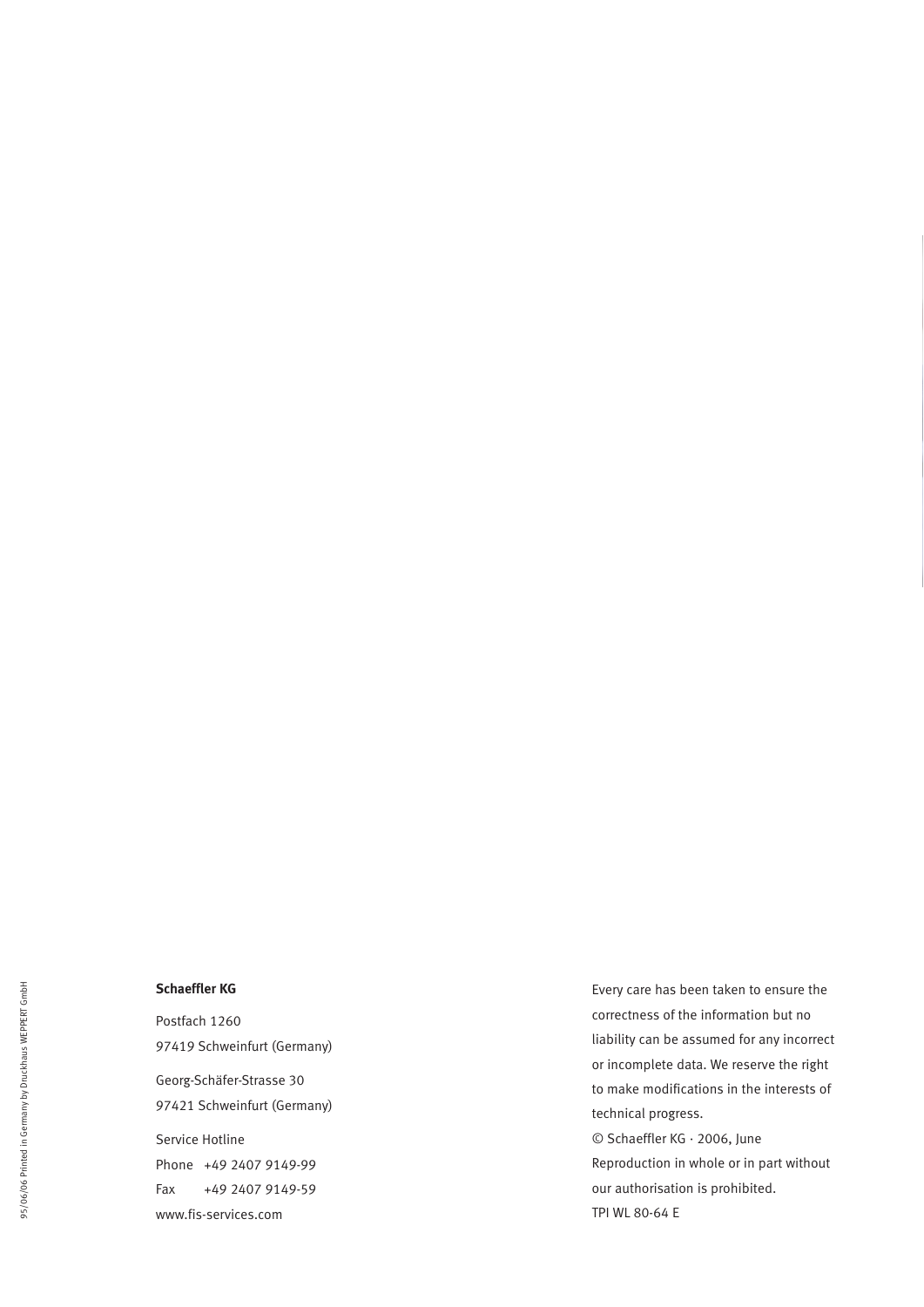**Schaeffler KG**

Postfach 1260
97419 Schweinfurt (Germany)

Georg-Schäfer-Strasse 30
97421 Schweinfurt (Germany)

Service Hotline
Phone +49 2407 9149-99
Fax +49 2407 9149-59
www.fis-services.com

Every care has been taken to ensure the correctness of the information but no liability can be assumed for any incorrect or incomplete data. We reserve the right to make modifications in the interests of technical progress.

© Schaeffler KG · 2006, June
Reproduction in whole or in part without our authorisation is prohibited.
TPI WL 80-64 E

95/06/06 Printed in Germany by Druckhaus WEPPERT GmbH